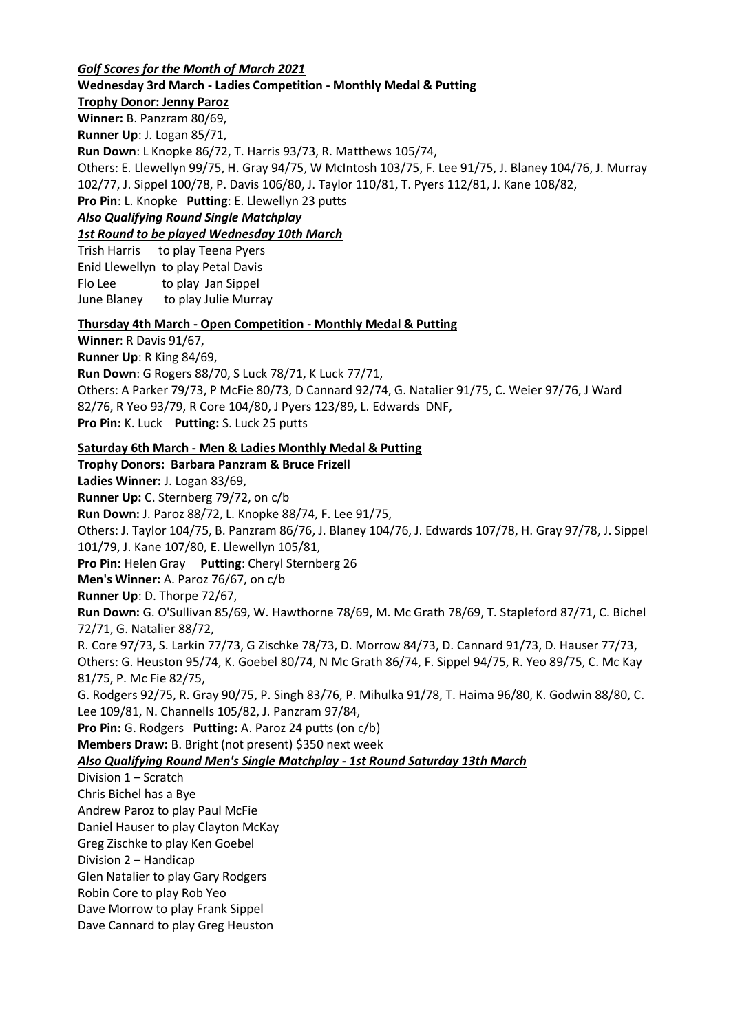***Golf Scores for the Month of March 2021***

**Wednesday 3rd March - Ladies Competition - Monthly Medal & Putting**

**Trophy Donor: Jenny Paroz**

**Winner:** B. Panzram 80/69,

**Runner Up**: J. Logan 85/71,

**Run Down**: L Knopke 86/72, T. Harris 93/73, R. Matthews 105/74,

Others: E. Llewellyn 99/75, H. Gray 94/75, W McIntosh 103/75, F. Lee 91/75, J. Blaney 104/76, J. Murray 102/77, J. Sippel 100/78, P. Davis 106/80, J. Taylor 110/81, T. Pyers 112/81, J. Kane 108/82,

**Pro Pin**: L. Knopke **Putting**: E. Llewellyn 23 putts

***Also Qualifying Round Single Matchplay***

***1st Round to be played Wednesday 10th March***

Trish Harris to play Teena Pyers
Enid Llewellyn to play Petal Davis
Flo Lee to play Jan Sippel
June Blaney to play Julie Murray

**Thursday 4th March - Open Competition - Monthly Medal & Putting**

**Winner**: R Davis 91/67,

**Runner Up**: R King 84/69,

**Run Down**: G Rogers 88/70, S Luck 78/71, K Luck 77/71,

Others: A Parker 79/73, P McFie 80/73, D Cannard 92/74, G. Natalier 91/75, C. Weier 97/76, J Ward 82/76, R Yeo 93/79, R Core 104/80, J Pyers 123/89, L. Edwards DNF,

**Pro Pin:** K. Luck **Putting:** S. Luck 25 putts

**Saturday 6th March - Men & Ladies Monthly Medal & Putting**

**Trophy Donors: Barbara Panzram & Bruce Frizell**

**Ladies Winner:** J. Logan 83/69,

**Runner Up:** C. Sternberg 79/72, on c/b

**Run Down:** J. Paroz 88/72, L. Knopke 88/74, F. Lee 91/75,

Others: J. Taylor 104/75, B. Panzram 86/76, J. Blaney 104/76, J. Edwards 107/78, H. Gray 97/78, J. Sippel 101/79, J. Kane 107/80, E. Llewellyn 105/81,

**Pro Pin:** Helen Gray **Putting**: Cheryl Sternberg 26

**Men's Winner:** A. Paroz 76/67, on c/b

**Runner Up**: D. Thorpe 72/67,

**Run Down:** G. O'Sullivan 85/69, W. Hawthorne 78/69, M. Mc Grath 78/69, T. Stapleford 87/71, C. Bichel 72/71, G. Natalier 88/72,

R. Core 97/73, S. Larkin 77/73, G Zischke 78/73, D. Morrow 84/73, D. Cannard 91/73, D. Hauser 77/73,

Others: G. Heuston 95/74, K. Goebel 80/74, N Mc Grath 86/74, F. Sippel 94/75, R. Yeo 89/75, C. Mc Kay 81/75, P. Mc Fie 82/75,

G. Rodgers 92/75, R. Gray 90/75, P. Singh 83/76, P. Mihulka 91/78, T. Haima 96/80, K. Godwin 88/80, C. Lee 109/81, N. Channells 105/82, J. Panzram 97/84,

**Pro Pin:** G. Rodgers **Putting:** A. Paroz 24 putts (on c/b)

**Members Draw:** B. Bright (not present) $350 next week

***Also Qualifying Round Men's Single Matchplay - 1st Round Saturday 13th March***

Division 1 – Scratch
Chris Bichel has a Bye
Andrew Paroz to play Paul McFie
Daniel Hauser to play Clayton McKay
Greg Zischke to play Ken Goebel
Division 2 – Handicap
Glen Natalier to play Gary Rodgers
Robin Core to play Rob Yeo
Dave Morrow to play Frank Sippel
Dave Cannard to play Greg Heuston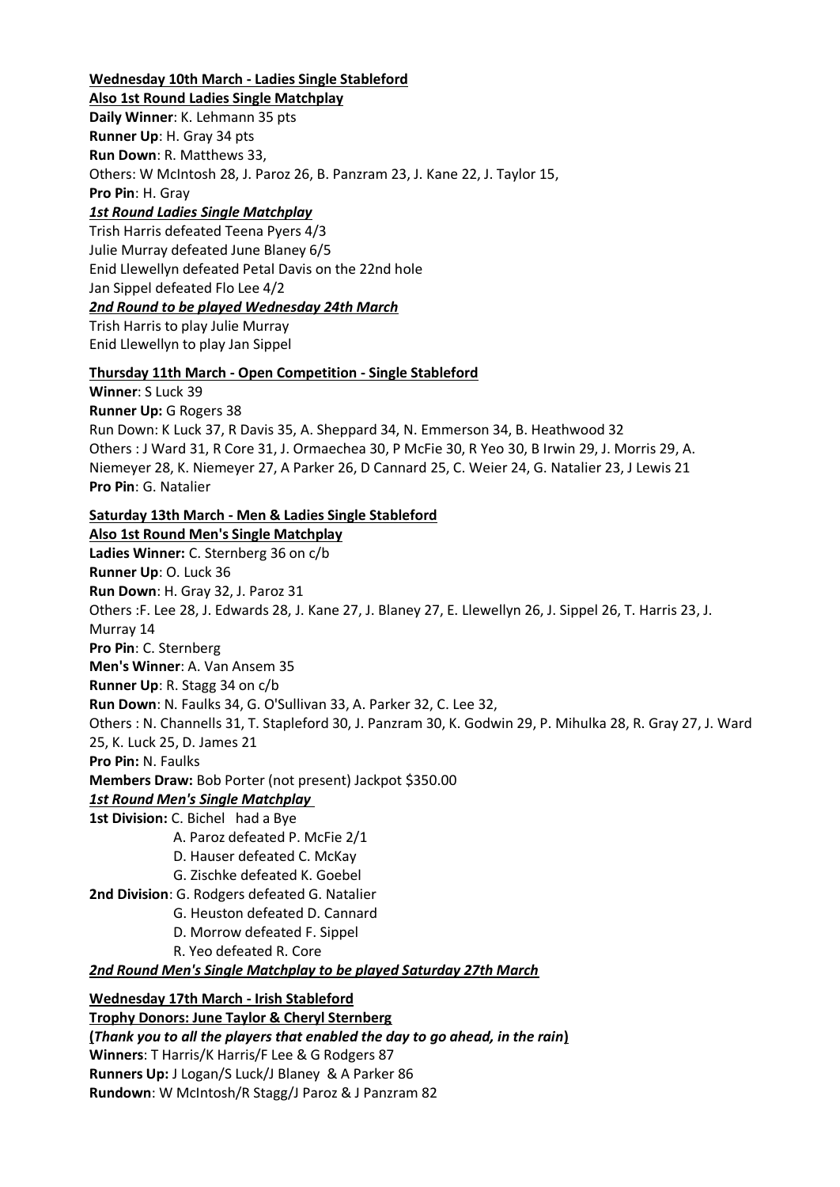**Wednesday 10th March - Ladies Single Stableford**

**Also 1st Round Ladies Single Matchplay**

**Daily Winner**: K. Lehmann 35 pts

**Runner Up**: H. Gray 34 pts

**Run Down**: R. Matthews 33,

Others: W McIntosh 28, J. Paroz 26, B. Panzram 23, J. Kane 22, J. Taylor 15,

**Pro Pin**: H. Gray

***1st Round Ladies Single Matchplay***

Trish Harris defeated Teena Pyers 4/3

Julie Murray defeated June Blaney 6/5

Enid Llewellyn defeated Petal Davis on the 22nd hole

Jan Sippel defeated Flo Lee 4/2

***2nd Round to be played Wednesday 24th March***

Trish Harris to play Julie Murray

Enid Llewellyn to play Jan Sippel

**Thursday 11th March - Open Competition - Single Stableford**

**Winner**: S Luck 39

**Runner Up:** G Rogers 38

Run Down: K Luck 37, R Davis 35, A. Sheppard 34, N. Emmerson 34, B. Heathwood 32

Others : J Ward 31, R Core 31, J. Ormaechea 30, P McFie 30, R Yeo 30, B Irwin 29, J. Morris 29, A. Niemeyer 28, K. Niemeyer 27, A Parker 26, D Cannard 25, C. Weier 24, G. Natalier 23, J Lewis 21

**Pro Pin**: G. Natalier

**Saturday 13th March - Men & Ladies Single Stableford**

**Also 1st Round Men's Single Matchplay**

**Ladies Winner:** C. Sternberg 36 on c/b

**Runner Up**: O. Luck 36

**Run Down**: H. Gray 32, J. Paroz 31

Others :F. Lee 28, J. Edwards 28, J. Kane 27, J. Blaney 27, E. Llewellyn 26, J. Sippel 26, T. Harris 23, J. Murray 14

**Pro Pin**: C. Sternberg

**Men's Winner**: A. Van Ansem 35

**Runner Up**: R. Stagg 34 on c/b

**Run Down**: N. Faulks 34, G. O'Sullivan 33, A. Parker 32, C. Lee 32,

Others : N. Channells 31, T. Stapleford 30, J. Panzram 30, K. Godwin 29, P. Mihulka 28, R. Gray 27, J. Ward 25, K. Luck 25, D. James 21

**Pro Pin:** N. Faulks

**Members Draw:** Bob Porter (not present) Jackpot $350.00

***1st Round Men's Single Matchplay***

**1st Division:** C. Bichel had a Bye

A. Paroz defeated P. McFie 2/1

D. Hauser defeated C. McKay

G. Zischke defeated K. Goebel

**2nd Division**: G. Rodgers defeated G. Natalier

G. Heuston defeated D. Cannard

D. Morrow defeated F. Sippel

R. Yeo defeated R. Core

***2nd Round Men's Single Matchplay to be played Saturday 27th March***

**Wednesday 17th March - Irish Stableford**

**Trophy Donors: June Taylor & Cheryl Sternberg**

**(*Thank you to all the players that enabled the day to go ahead, in the rain*)**

**Winners**: T Harris/K Harris/F Lee & G Rodgers 87

**Runners Up:** J Logan/S Luck/J Blaney & A Parker 86

**Rundown**: W McIntosh/R Stagg/J Paroz & J Panzram 82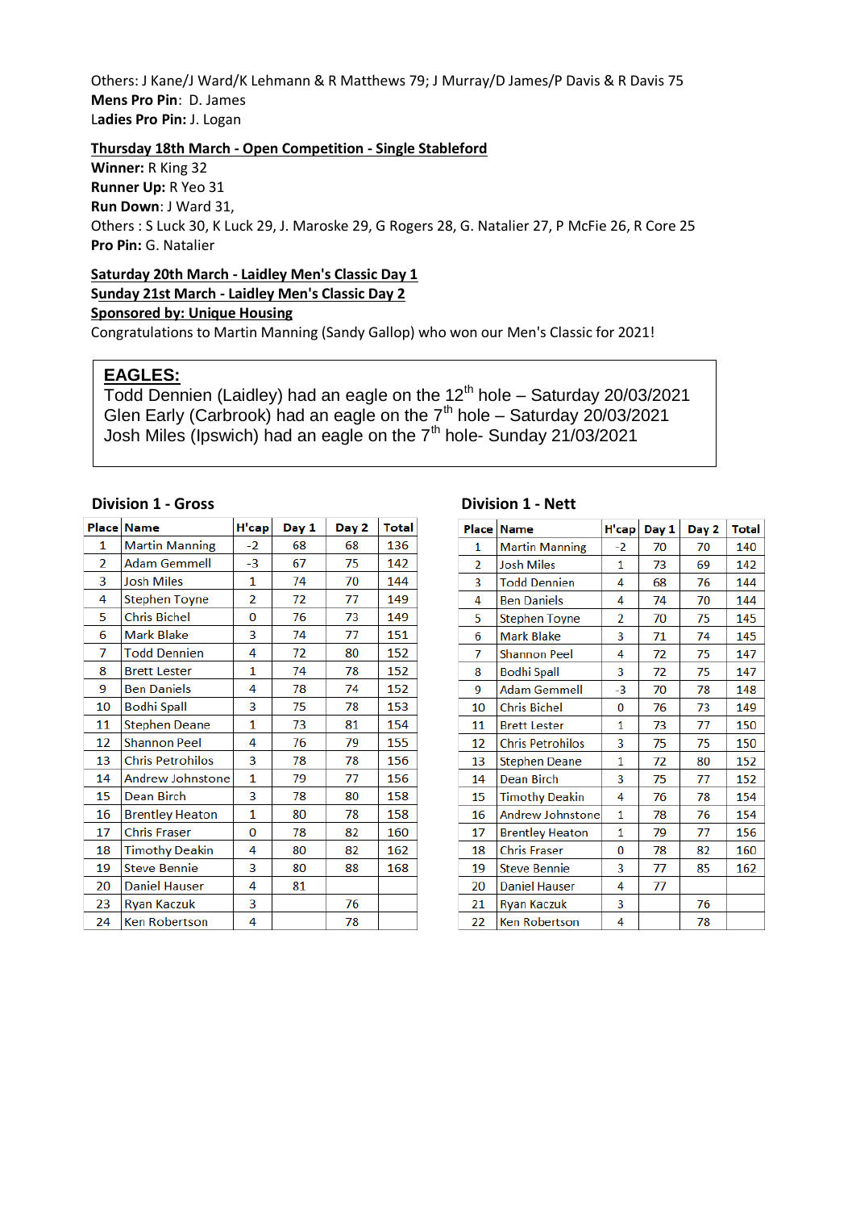Others: J Kane/J Ward/K Lehmann & R Matthews 79; J Murray/D James/P Davis & R Davis 75
**Mens Pro Pin**: D. James
**Ladies Pro Pin:** J. Logan

**Thursday 18th March - Open Competition - Single Stableford**
**Winner:** R King 32
**Runner Up:** R Yeo 31
**Run Down**: J Ward 31,
Others : S Luck 30, K Luck 29, J. Maroske 29, G Rogers 28, G. Natalier 27, P McFie 26, R Core 25
**Pro Pin:** G. Natalier

**Saturday 20th March - Laidley Men's Classic Day 1**
**Sunday 21st March - Laidley Men's Classic Day 2**
**Sponsored by: Unique Housing**
Congratulations to Martin Manning (Sandy Gallop) who won our Men's Classic for 2021!

## EAGLES:

Todd Dennien (Laidley) had an eagle on the 12th hole – Saturday 20/03/2021
Glen Early (Carbrook) had an eagle on the 7th hole – Saturday 20/03/2021
Josh Miles (Ipswich) had an eagle on the 7th hole- Sunday 21/03/2021

### Division 1 - Gross

| Place | Name | H'cap | Day 1 | Day 2 | Total |
|---|---|---|---|---|---|
| 1 | Martin Manning | -2 | 68 | 68 | 136 |
| 2 | Adam Gemmell | -3 | 67 | 75 | 142 |
| 3 | Josh Miles | 1 | 74 | 70 | 144 |
| 4 | Stephen Toyne | 2 | 72 | 77 | 149 |
| 5 | Chris Bichel | 0 | 76 | 73 | 149 |
| 6 | Mark Blake | 3 | 74 | 77 | 151 |
| 7 | Todd Dennien | 4 | 72 | 80 | 152 |
| 8 | Brett Lester | 1 | 74 | 78 | 152 |
| 9 | Ben Daniels | 4 | 78 | 74 | 152 |
| 10 | Bodhi Spall | 3 | 75 | 78 | 153 |
| 11 | Stephen Deane | 1 | 73 | 81 | 154 |
| 12 | Shannon Peel | 4 | 76 | 79 | 155 |
| 13 | Chris Petrohilos | 3 | 78 | 78 | 156 |
| 14 | Andrew Johnstone | 1 | 79 | 77 | 156 |
| 15 | Dean Birch | 3 | 78 | 80 | 158 |
| 16 | Brentley Heaton | 1 | 80 | 78 | 158 |
| 17 | Chris Fraser | 0 | 78 | 82 | 160 |
| 18 | Timothy Deakin | 4 | 80 | 82 | 162 |
| 19 | Steve Bennie | 3 | 80 | 88 | 168 |
| 20 | Daniel Hauser | 4 | 81 | | |
| 23 | Ryan Kaczuk | 3 | | 76 | |
| 24 | Ken Robertson | 4 | | 78 | |

### Division 1 - Nett

| Place | Name | H'cap | Day 1 | Day 2 | Total |
|---|---|---|---|---|---|
| 1 | Martin Manning | -2 | 70 | 70 | 140 |
| 2 | Josh Miles | 1 | 73 | 69 | 142 |
| 3 | Todd Dennien | 4 | 68 | 76 | 144 |
| 4 | Ben Daniels | 4 | 74 | 70 | 144 |
| 5 | Stephen Toyne | 2 | 70 | 75 | 145 |
| 6 | Mark Blake | 3 | 71 | 74 | 145 |
| 7 | Shannon Peel | 4 | 72 | 75 | 147 |
| 8 | Bodhi Spall | 3 | 72 | 75 | 147 |
| 9 | Adam Gemmell | -3 | 70 | 78 | 148 |
| 10 | Chris Bichel | 0 | 76 | 73 | 149 |
| 11 | Brett Lester | 1 | 73 | 77 | 150 |
| 12 | Chris Petrohilos | 3 | 75 | 75 | 150 |
| 13 | Stephen Deane | 1 | 72 | 80 | 152 |
| 14 | Dean Birch | 3 | 75 | 77 | 152 |
| 15 | Timothy Deakin | 4 | 76 | 78 | 154 |
| 16 | Andrew Johnstone | 1 | 78 | 76 | 154 |
| 17 | Brentley Heaton | 1 | 79 | 77 | 156 |
| 18 | Chris Fraser | 0 | 78 | 82 | 160 |
| 19 | Steve Bennie | 3 | 77 | 85 | 162 |
| 20 | Daniel Hauser | 4 | 77 | | |
| 21 | Ryan Kaczuk | 3 | | 76 | |
| 22 | Ken Robertson | 4 | | 78 | |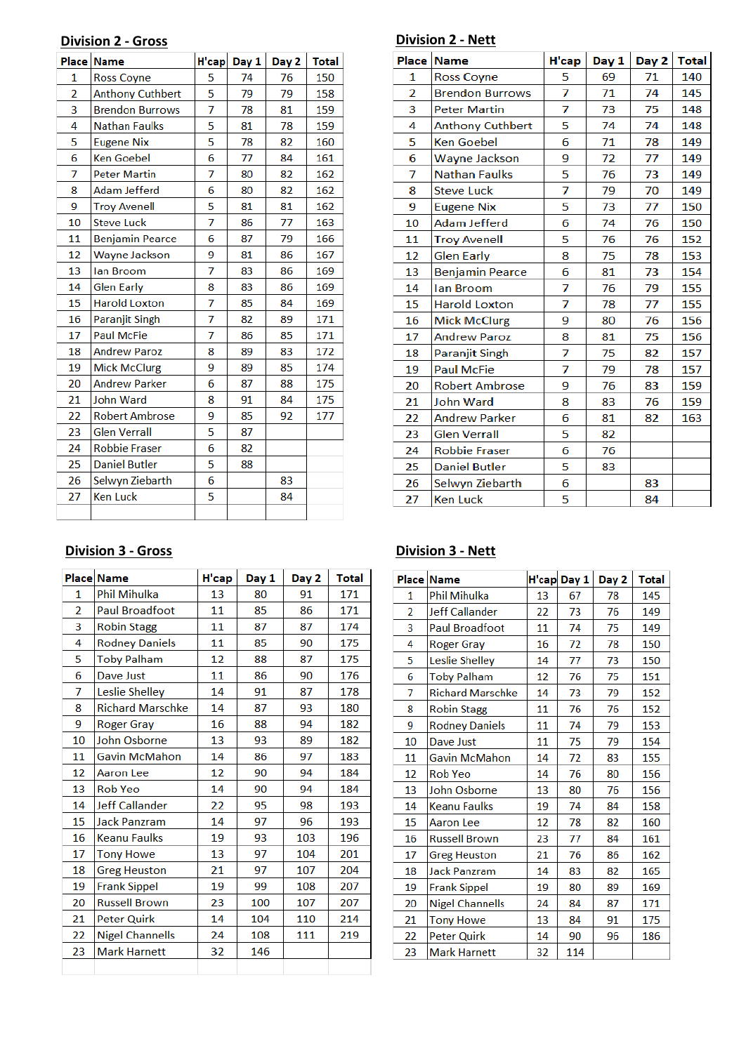## Division 2 - Gross

| Place | Name | H'cap | Day 1 | Day 2 | Total |
|---|---|---|---|---|---|
| 1 | Ross Coyne | 5 | 74 | 76 | 150 |
| 2 | Anthony Cuthbert | 5 | 79 | 79 | 158 |
| 3 | Brendon Burrows | 7 | 78 | 81 | 159 |
| 4 | Nathan Faulks | 5 | 81 | 78 | 159 |
| 5 | Eugene Nix | 5 | 78 | 82 | 160 |
| 6 | Ken Goebel | 6 | 77 | 84 | 161 |
| 7 | Peter Martin | 7 | 80 | 82 | 162 |
| 8 | Adam Jefferd | 6 | 80 | 82 | 162 |
| 9 | Troy Avenell | 5 | 81 | 81 | 162 |
| 10 | Steve Luck | 7 | 86 | 77 | 163 |
| 11 | Benjamin Pearce | 6 | 87 | 79 | 166 |
| 12 | Wayne Jackson | 9 | 81 | 86 | 167 |
| 13 | Ian Broom | 7 | 83 | 86 | 169 |
| 14 | Glen Early | 8 | 83 | 86 | 169 |
| 15 | Harold Loxton | 7 | 85 | 84 | 169 |
| 16 | Paranjit Singh | 7 | 82 | 89 | 171 |
| 17 | Paul McFie | 7 | 86 | 85 | 171 |
| 18 | Andrew Paroz | 8 | 89 | 83 | 172 |
| 19 | Mick McClurg | 9 | 89 | 85 | 174 |
| 20 | Andrew Parker | 6 | 87 | 88 | 175 |
| 21 | John Ward | 8 | 91 | 84 | 175 |
| 22 | Robert Ambrose | 9 | 85 | 92 | 177 |
| 23 | Glen Verrall | 5 | 87 | | |
| 24 | Robbie Fraser | 6 | 82 | | |
| 25 | Daniel Butler | 5 | 88 | | |
| 26 | Selwyn Ziebarth | 6 | | 83 | |
| 27 | Ken Luck | 5 | | 84 | |

## Division 2 - Nett

| Place | Name | H'cap | Day 1 | Day 2 | Total |
|---|---|---|---|---|---|
| 1 | Ross Coyne | 5 | 69 | 71 | 140 |
| 2 | Brendon Burrows | 7 | 71 | 74 | 145 |
| 3 | Peter Martin | 7 | 73 | 75 | 148 |
| 4 | Anthony Cuthbert | 5 | 74 | 74 | 148 |
| 5 | Ken Goebel | 6 | 71 | 78 | 149 |
| 6 | Wayne Jackson | 9 | 72 | 77 | 149 |
| 7 | Nathan Faulks | 5 | 76 | 73 | 149 |
| 8 | Steve Luck | 7 | 79 | 70 | 149 |
| 9 | Eugene Nix | 5 | 73 | 77 | 150 |
| 10 | Adam Jefferd | 6 | 74 | 76 | 150 |
| 11 | Troy Avenell | 5 | 76 | 76 | 152 |
| 12 | Glen Early | 8 | 75 | 78 | 153 |
| 13 | Benjamin Pearce | 6 | 81 | 73 | 154 |
| 14 | Ian Broom | 7 | 76 | 79 | 155 |
| 15 | Harold Loxton | 7 | 78 | 77 | 155 |
| 16 | Mick McClurg | 9 | 80 | 76 | 156 |
| 17 | Andrew Paroz | 8 | 81 | 75 | 156 |
| 18 | Paranjit Singh | 7 | 75 | 82 | 157 |
| 19 | Paul McFie | 7 | 79 | 78 | 157 |
| 20 | Robert Ambrose | 9 | 76 | 83 | 159 |
| 21 | John Ward | 8 | 83 | 76 | 159 |
| 22 | Andrew Parker | 6 | 81 | 82 | 163 |
| 23 | Glen Verrall | 5 | 82 | | |
| 24 | Robbie Fraser | 6 | 76 | | |
| 25 | Daniel Butler | 5 | 83 | | |
| 26 | Selwyn Ziebarth | 6 | | 83 | |
| 27 | Ken Luck | 5 | | 84 | |

## Division 3 - Gross

| Place | Name | H'cap | Day 1 | Day 2 | Total |
|---|---|---|---|---|---|
| 1 | Phil Mihulka | 13 | 80 | 91 | 171 |
| 2 | Paul Broadfoot | 11 | 85 | 86 | 171 |
| 3 | Robin Stagg | 11 | 87 | 87 | 174 |
| 4 | Rodney Daniels | 11 | 85 | 90 | 175 |
| 5 | Toby Palham | 12 | 88 | 87 | 175 |
| 6 | Dave Just | 11 | 86 | 90 | 176 |
| 7 | Leslie Shelley | 14 | 91 | 87 | 178 |
| 8 | Richard Marschke | 14 | 87 | 93 | 180 |
| 9 | Roger Gray | 16 | 88 | 94 | 182 |
| 10 | John Osborne | 13 | 93 | 89 | 182 |
| 11 | Gavin McMahon | 14 | 86 | 97 | 183 |
| 12 | Aaron Lee | 12 | 90 | 94 | 184 |
| 13 | Rob Yeo | 14 | 90 | 94 | 184 |
| 14 | Jeff Callander | 22 | 95 | 98 | 193 |
| 15 | Jack Panzram | 14 | 97 | 96 | 193 |
| 16 | Keanu Faulks | 19 | 93 | 103 | 196 |
| 17 | Tony Howe | 13 | 97 | 104 | 201 |
| 18 | Greg Heuston | 21 | 97 | 107 | 204 |
| 19 | Frank Sippel | 19 | 99 | 108 | 207 |
| 20 | Russell Brown | 23 | 100 | 107 | 207 |
| 21 | Peter Quirk | 14 | 104 | 110 | 214 |
| 22 | Nigel Channells | 24 | 108 | 111 | 219 |
| 23 | Mark Harnett | 32 | 146 | | |

## Division 3 - Nett

| Place | Name | H'cap | Day 1 | Day 2 | Total |
|---|---|---|---|---|---|
| 1 | Phil Mihulka | 13 | 67 | 78 | 145 |
| 2 | Jeff Callander | 22 | 73 | 76 | 149 |
| 3 | Paul Broadfoot | 11 | 74 | 75 | 149 |
| 4 | Roger Gray | 16 | 72 | 78 | 150 |
| 5 | Leslie Shelley | 14 | 77 | 73 | 150 |
| 6 | Toby Palham | 12 | 76 | 75 | 151 |
| 7 | Richard Marschke | 14 | 73 | 79 | 152 |
| 8 | Robin Stagg | 11 | 76 | 76 | 152 |
| 9 | Rodney Daniels | 11 | 74 | 79 | 153 |
| 10 | Dave Just | 11 | 75 | 79 | 154 |
| 11 | Gavin McMahon | 14 | 72 | 83 | 155 |
| 12 | Rob Yeo | 14 | 76 | 80 | 156 |
| 13 | John Osborne | 13 | 80 | 76 | 156 |
| 14 | Keanu Faulks | 19 | 74 | 84 | 158 |
| 15 | Aaron Lee | 12 | 78 | 82 | 160 |
| 16 | Russell Brown | 23 | 77 | 84 | 161 |
| 17 | Greg Heuston | 21 | 76 | 86 | 162 |
| 18 | Jack Panzram | 14 | 83 | 82 | 165 |
| 19 | Frank Sippel | 19 | 80 | 89 | 169 |
| 20 | Nigel Channells | 24 | 84 | 87 | 171 |
| 21 | Tony Howe | 13 | 84 | 91 | 175 |
| 22 | Peter Quirk | 14 | 90 | 96 | 186 |
| 23 | Mark Harnett | 32 | 114 | | |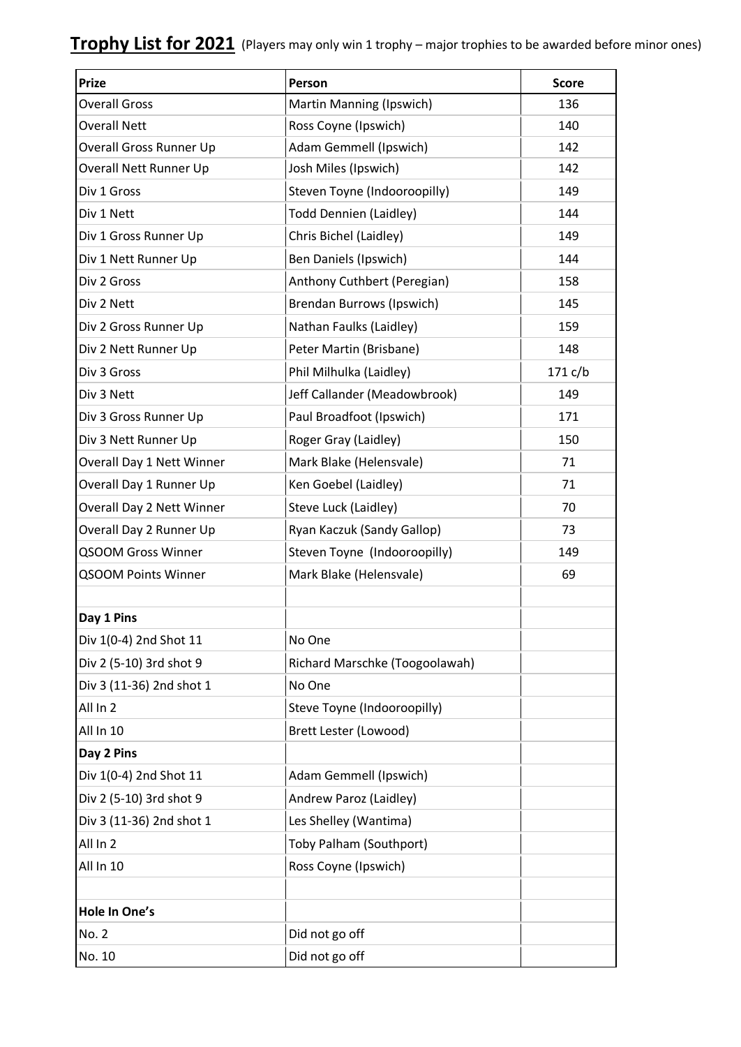**Trophy List for 2021** (Players may only win 1 trophy – major trophies to be awarded before minor ones)

| Prize | Person | Score |
|---|---|---|
| Overall Gross | Martin Manning (Ipswich) | 136 |
| Overall Nett | Ross Coyne (Ipswich) | 140 |
| Overall Gross Runner Up | Adam Gemmell (Ipswich) | 142 |
| Overall Nett Runner Up | Josh Miles (Ipswich) | 142 |
| Div 1 Gross | Steven Toyne (Indooroopilly) | 149 |
| Div 1 Nett | Todd Dennien (Laidley) | 144 |
| Div 1 Gross Runner Up | Chris Bichel (Laidley) | 149 |
| Div 1 Nett Runner Up | Ben Daniels (Ipswich) | 144 |
| Div 2 Gross | Anthony Cuthbert (Peregian) | 158 |
| Div 2 Nett | Brendan Burrows (Ipswich) | 145 |
| Div 2 Gross Runner Up | Nathan Faulks (Laidley) | 159 |
| Div 2 Nett Runner Up | Peter Martin (Brisbane) | 148 |
| Div 3 Gross | Phil Milhulka (Laidley) | 171 c/b |
| Div 3 Nett | Jeff Callander (Meadowbrook) | 149 |
| Div 3 Gross Runner Up | Paul Broadfoot (Ipswich) | 171 |
| Div 3 Nett Runner Up | Roger Gray (Laidley) | 150 |
| Overall Day 1 Nett Winner | Mark Blake (Helensvale) | 71 |
| Overall Day 1 Runner Up | Ken Goebel (Laidley) | 71 |
| Overall Day 2 Nett Winner | Steve Luck (Laidley) | 70 |
| Overall Day 2 Runner Up | Ryan Kaczuk (Sandy Gallop) | 73 |
| QSOOM Gross Winner | Steven Toyne (Indooroopilly) | 149 |
| QSOOM Points Winner | Mark Blake (Helensvale) | 69 |
| | | |
| **Day 1 Pins** | | |
| Div 1(0-4) 2nd Shot 11 | No One | |
| Div 2 (5-10) 3rd shot 9 | Richard Marschke (Toogoolawah) | |
| Div 3 (11-36) 2nd shot 1 | No One | |
| All In 2 | Steve Toyne (Indooroopilly) | |
| All In 10 | Brett Lester (Lowood) | |
| **Day 2 Pins** | | |
| Div 1(0-4) 2nd Shot 11 | Adam Gemmell (Ipswich) | |
| Div 2 (5-10) 3rd shot 9 | Andrew Paroz (Laidley) | |
| Div 3 (11-36) 2nd shot 1 | Les Shelley (Wantima) | |
| All In 2 | Toby Palham (Southport) | |
| All In 10 | Ross Coyne (Ipswich) | |
| | | |
| **Hole In One's** | | |
| No. 2 | Did not go off | |
| No. 10 | Did not go off | |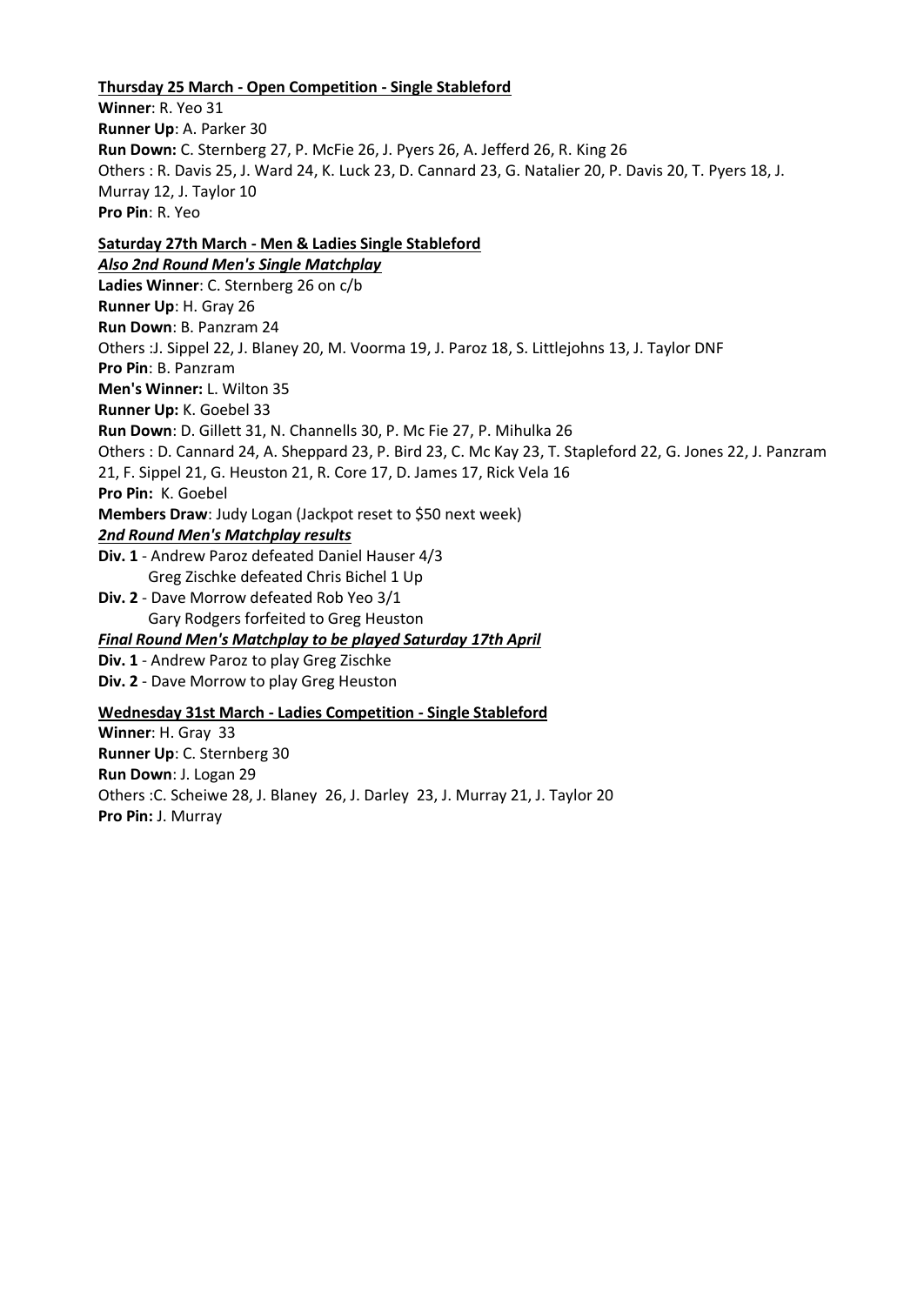**Thursday 25 March - Open Competition - Single Stableford**

**Winner**: R. Yeo 31

**Runner Up**: A. Parker 30

**Run Down:** C. Sternberg 27, P. McFie 26, J. Pyers 26, A. Jefferd 26, R. King 26

Others : R. Davis 25, J. Ward 24, K. Luck 23, D. Cannard 23, G. Natalier 20, P. Davis 20, T. Pyers 18, J. Murray 12, J. Taylor 10

**Pro Pin**: R. Yeo

**Saturday 27th March - Men & Ladies Single Stableford**

***Also 2nd Round Men's Single Matchplay***

**Ladies Winner**: C. Sternberg 26 on c/b

**Runner Up**: H. Gray 26

**Run Down**: B. Panzram 24

Others :J. Sippel 22, J. Blaney 20, M. Voorma 19, J. Paroz 18, S. Littlejohns 13, J. Taylor DNF

**Pro Pin**: B. Panzram

**Men's Winner:** L. Wilton 35

**Runner Up:** K. Goebel 33

**Run Down**: D. Gillett 31, N. Channells 30, P. Mc Fie 27, P. Mihulka 26

Others : D. Cannard 24, A. Sheppard 23, P. Bird 23, C. Mc Kay 23, T. Stapleford 22, G. Jones 22, J. Panzram 21, F. Sippel 21, G. Heuston 21, R. Core 17, D. James 17, Rick Vela 16

**Pro Pin:** K. Goebel

**Members Draw**: Judy Logan (Jackpot reset to $50 next week)

***2nd Round Men's Matchplay results***

**Div. 1** - Andrew Paroz defeated Daniel Hauser 4/3
Greg Zischke defeated Chris Bichel 1 Up

**Div. 2** - Dave Morrow defeated Rob Yeo 3/1
Gary Rodgers forfeited to Greg Heuston

***Final Round Men's Matchplay to be played Saturday 17th April***

**Div. 1** - Andrew Paroz to play Greg Zischke

**Div. 2** - Dave Morrow to play Greg Heuston

**Wednesday 31st March - Ladies Competition - Single Stableford**

**Winner**: H. Gray 33

**Runner Up**: C. Sternberg 30

**Run Down**: J. Logan 29

Others :C. Scheiwe 28, J. Blaney 26, J. Darley 23, J. Murray 21, J. Taylor 20

**Pro Pin:** J. Murray